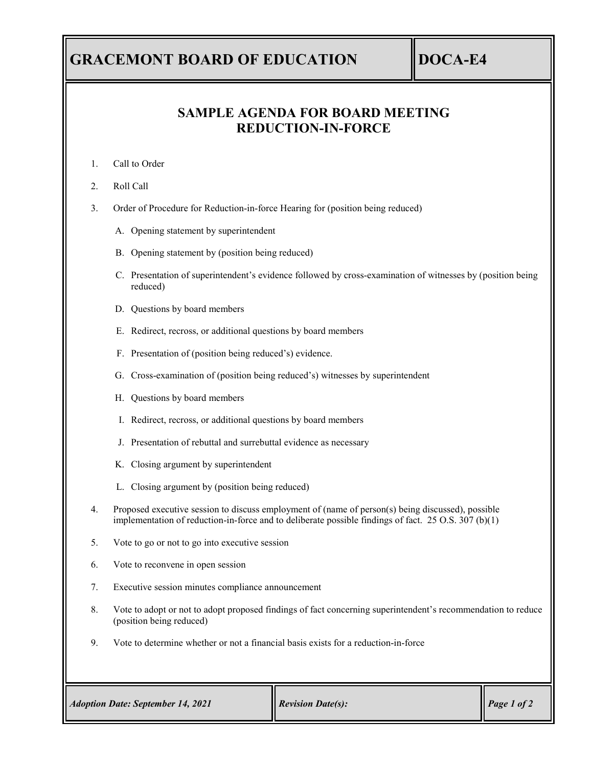# GRACEMONT BOARD OF EDUCATION — DOCA-E4

## SAMPLE AGENDA FOR BOARD MEETING REDUCTION-IN-FORCE

1. Call to Order
2. Roll Call
3. Order of Procedure for Reduction-in-force Hearing for (position being reduced)
   - A. Opening statement by superintendent
   - B. Opening statement by (position being reduced)
   - C. Presentation of superintendent's evidence followed by cross-examination of witnesses by (position being reduced)
   - D. Questions by board members
   - E. Redirect, recross, or additional questions by board members
   - F. Presentation of (position being reduced's) evidence.
   - G. Cross-examination of (position being reduced's) witnesses by superintendent
   - H. Questions by board members
   - I. Redirect, recross, or additional questions by board members
   - J. Presentation of rebuttal and surrebuttal evidence as necessary
   - K. Closing argument by superintendent
   - L. Closing argument by (position being reduced)
4. Proposed executive session to discuss employment of (name of person(s) being discussed), possible implementation of reduction-in-force and to deliberate possible findings of fact. 25 O.S. 307 (b)(1)
5. Vote to go or not to go into executive session
6. Vote to reconvene in open session
7. Executive session minutes compliance announcement
8. Vote to adopt or not to adopt proposed findings of fact concerning superintendent's recommendation to reduce (position being reduced)
9. Vote to determine whether or not a financial basis exists for a reduction-in-force

*Adoption Date: September 14, 2021* | *Revision Date(s):*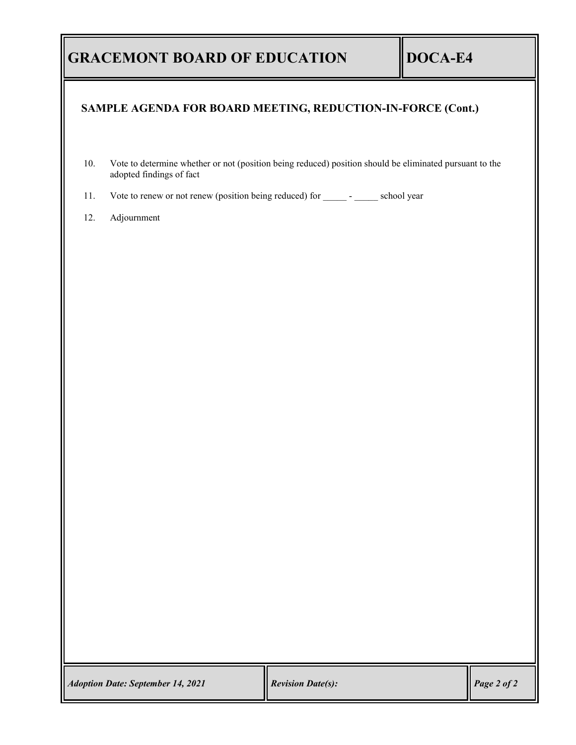## SAMPLE AGENDA FOR BOARD MEETING, REDUCTION-IN-FORCE (Cont.)

10. Vote to determine whether or not (position being reduced) position should be eliminated pursuant to the adopted findings of fact

11. Vote to renew or not renew (position being reduced) for _____ - _____ school year

12. Adjournment